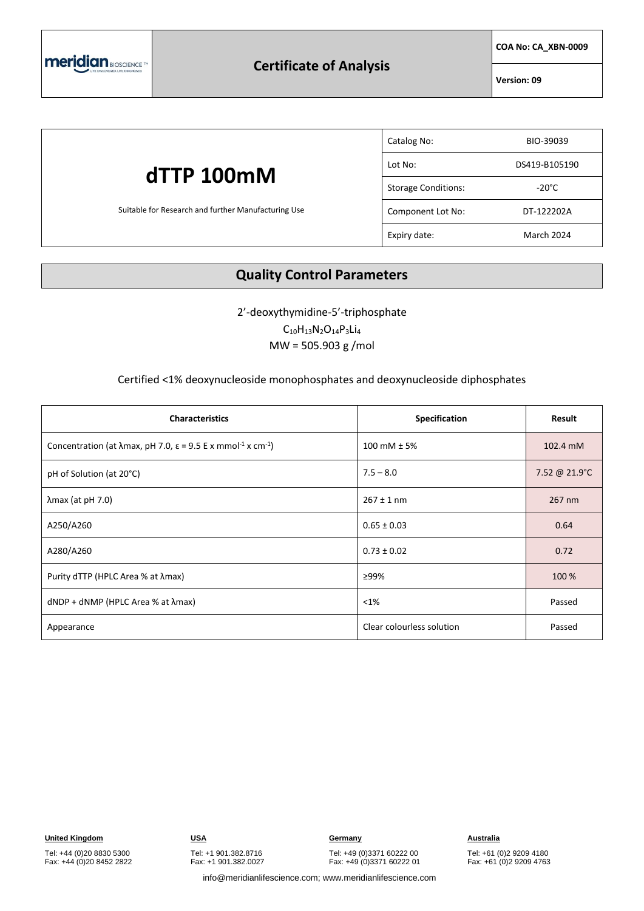meridian BIOSCIENCE

# Certificate of Analysis

**COA No: CA_XBN-0009**

**Version: 09**

# dTTP 100mM

Suitable for Research and further Manufacturing Use

| | |
|---|---|
| Catalog No: | BIO-39039 |
| Lot No: | DS419-B105190 |
| Storage Conditions: | -20°C |
| Component Lot No: | DT-122202A |
| Expiry date: | March 2024 |

## Quality Control Parameters

2'-deoxythymidine-5'-triphosphate

$C_{10}H_{13}N_2O_{14}P_3Li_4$

MW = 505.903 g /mol

Certified <1% deoxynucleoside monophosphates and deoxynucleoside diphosphates

| Characteristics | Specification | Result |
|---|---|---|
| Concentration (at λmax, pH 7.0, ε = 9.5 E x $mmol^{-1}$ x $cm^{-1}$) | 100 mM ± 5% | 102.4 mM |
| pH of Solution (at 20°C) | 7.5 – 8.0 | 7.52 @ 21.9°C |
| λmax (at pH 7.0) | 267 ± 1 nm | 267 nm |
| A250/A260 | 0.65 ± 0.03 | 0.64 |
| A280/A260 | 0.73 ± 0.02 | 0.72 |
| Purity dTTP (HPLC Area % at λmax) | ≥99% | 100 % |
| dNDP + dNMP (HPLC Area % at λmax) | <1% | Passed |
| Appearance | Clear colourless solution | Passed |

**United Kingdom**
Tel: +44 (0)20 8830 5300
Fax: +44 (0)20 8452 2822

**USA**
Tel: +1 901.382.8716
Fax: +1 901.382.0027

**Germany**
Tel: +49 (0)3371 60222 00
Fax: +49 (0)3371 60222 01

**Australia**
Tel: +61 (0)2 9209 4180
Fax: +61 (0)2 9209 4763

info@meridianlifescience.com; www.meridianlifescience.com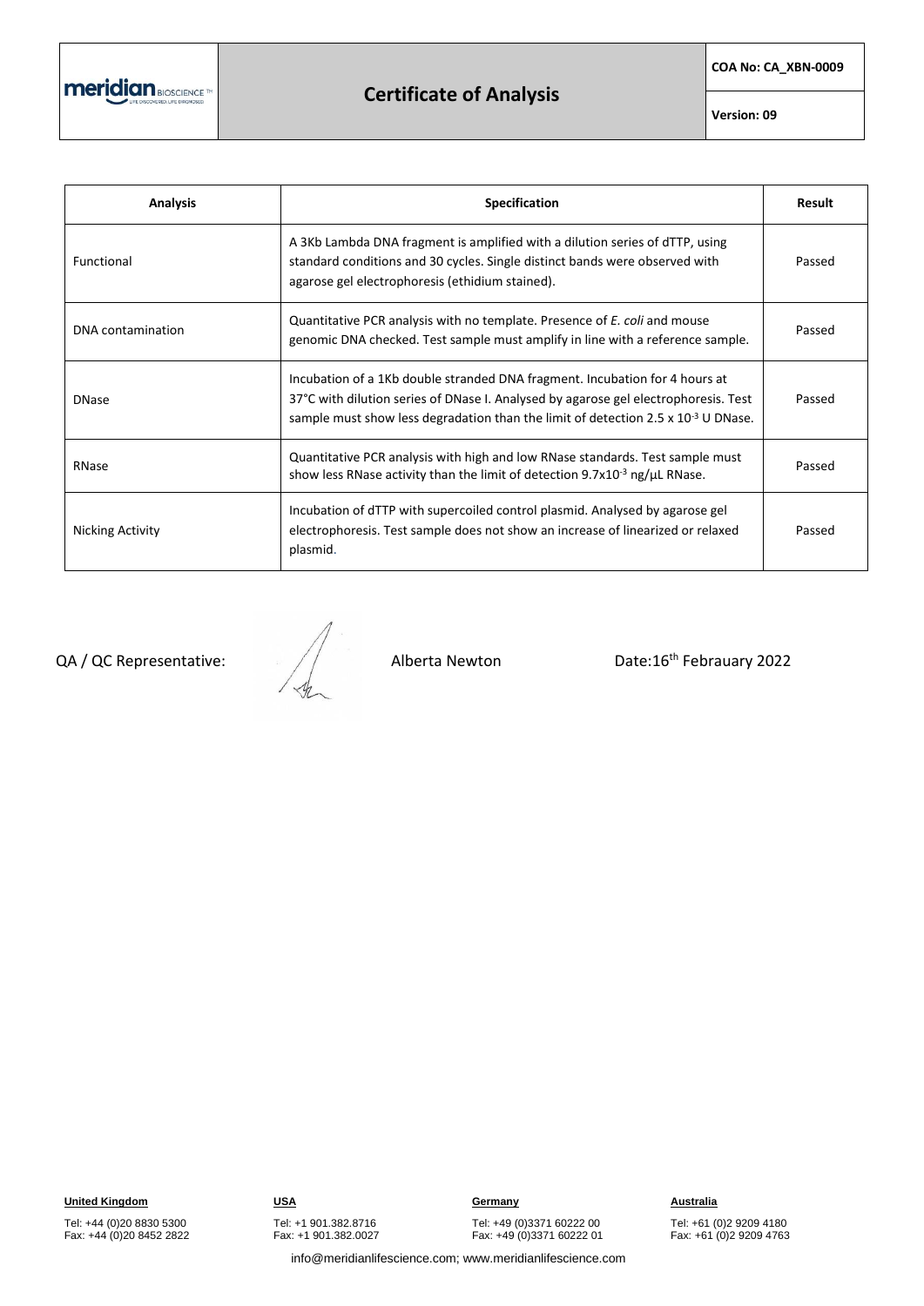# Certificate of Analysis

**COA No: CA_XBN-0009**

**Version: 09**

| Analysis | Specification | Result |
|---|---|---|
| Functional | A 3Kb Lambda DNA fragment is amplified with a dilution series of dTTP, using standard conditions and 30 cycles. Single distinct bands were observed with agarose gel electrophoresis (ethidium stained). | Passed |
| DNA contamination | Quantitative PCR analysis with no template. Presence of *E. coli* and mouse genomic DNA checked. Test sample must amplify in line with a reference sample. | Passed |
| DNase | Incubation of a 1Kb double stranded DNA fragment. Incubation for 4 hours at 37°C with dilution series of DNase I. Analysed by agarose gel electrophoresis. Test sample must show less degradation than the limit of detection $2.5 \times 10^{-3}$ U DNase. | Passed |
| RNase | Quantitative PCR analysis with high and low RNase standards. Test sample must show less RNase activity than the limit of detection $9.7 \times 10^{-3}$ ng/µL RNase. | Passed |
| Nicking Activity | Incubation of dTTP with supercoiled control plasmid. Analysed by agarose gel electrophoresis. Test sample does not show an increase of linearized or relaxed plasmid. | Passed |

QA / QC Representative: Alberta Newton Date:16th Febrauary 2022

**United Kingdom**
Tel: +44 (0)20 8830 5300
Fax: +44 (0)20 8452 2822

**USA**
Tel: +1 901.382.8716
Fax: +1 901.382.0027

**Germany**
Tel: +49 (0)3371 60222 00
Fax: +49 (0)3371 60222 01

**Australia**
Tel: +61 (0)2 9209 4180
Fax: +61 (0)2 9209 4763

info@meridianlifescience.com; www.meridianlifescience.com